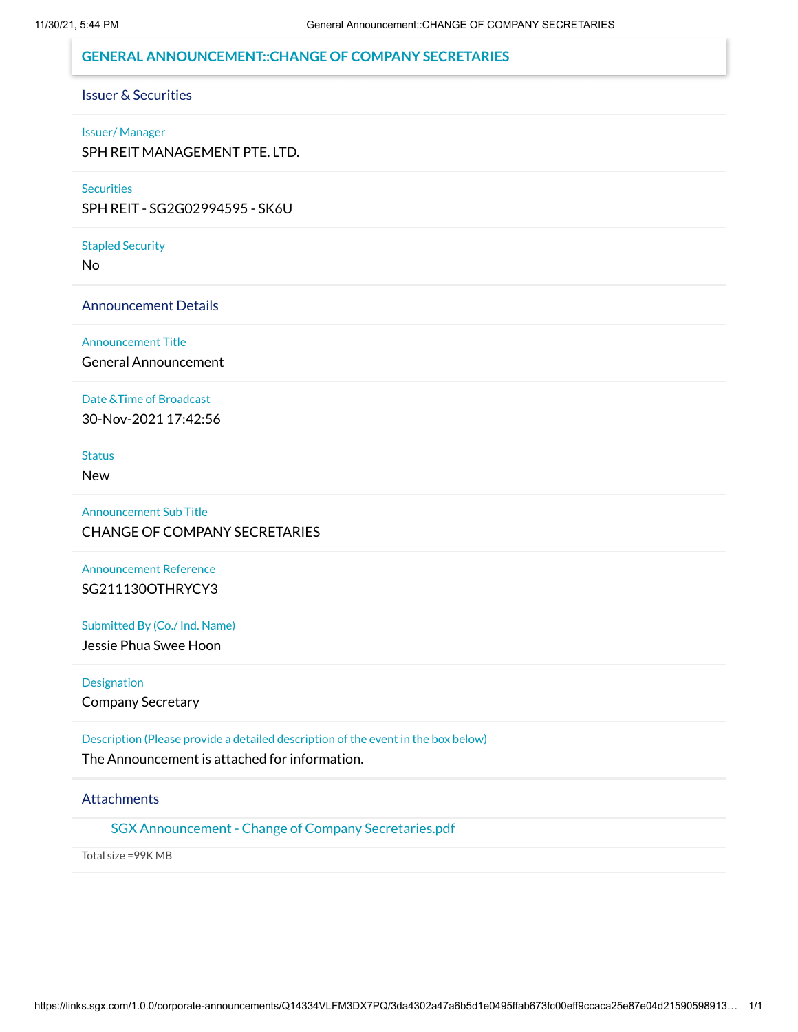# GENERAL ANNOUNCEMENT::CHANGE OF COMPANY SECRETARIES

## Issuer & Securities

**Issuer/ Manager**

SPH REIT MANAGEMENT PTE. LTD.

**Securities**

SPH REIT - SG2G02994595 - SK6U

**Stapled Security**

No

## Announcement Details

**Announcement Title**

General Announcement

**Date &Time of Broadcast**

30-Nov-2021 17:42:56

**Status**

New

**Announcement Sub Title**

CHANGE OF COMPANY SECRETARIES

**Announcement Reference**

SG211130OTHRYCY3

**Submitted By (Co./ Ind. Name)**

Jessie Phua Swee Hoon

**Designation**

Company Secretary

**Description (Please provide a detailed description of the event in the box below)**

The Announcement is attached for information.

## Attachments

SGX Announcement - Change of Company Secretaries.pdf

Total size =99K MB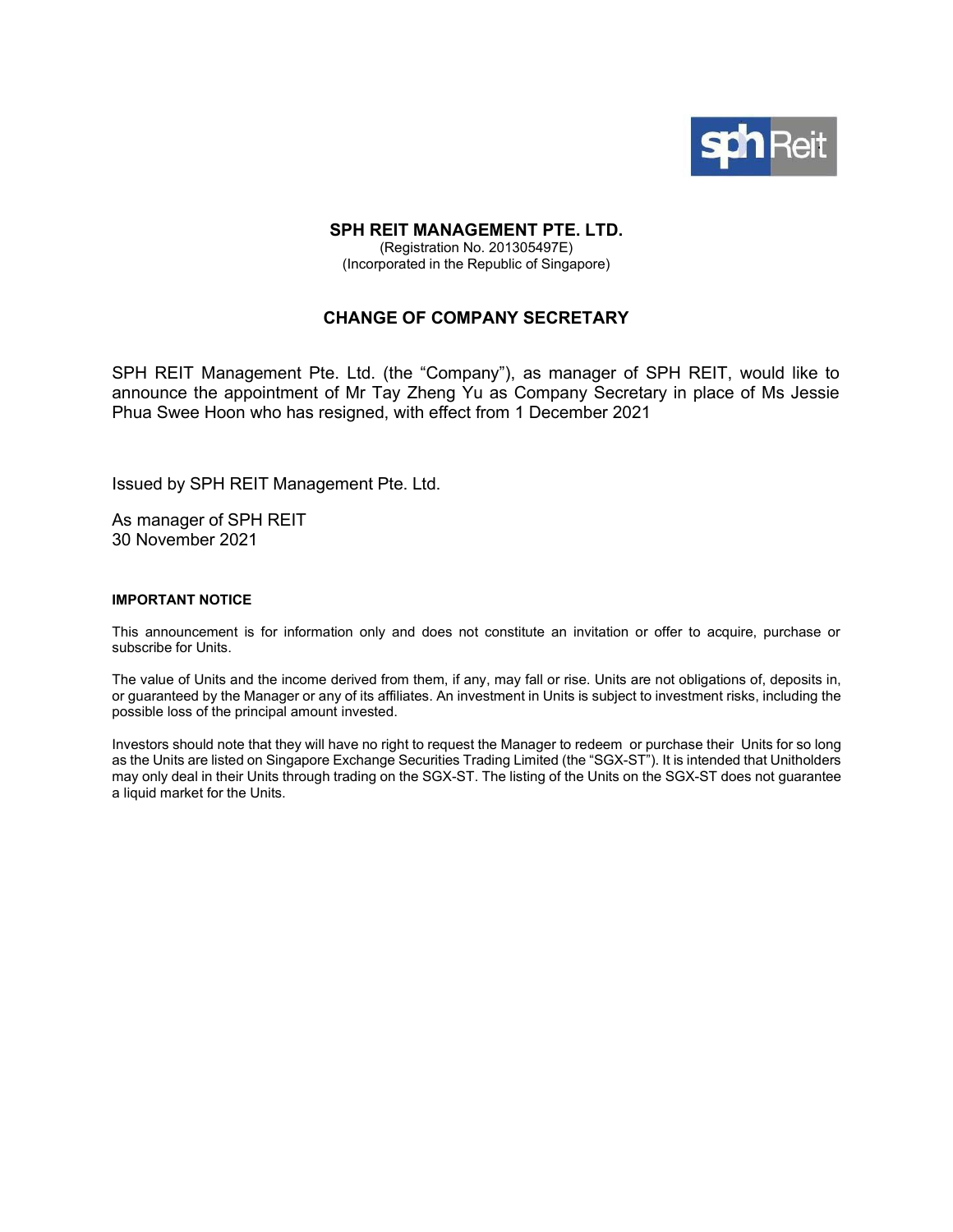**SPH REIT MANAGEMENT PTE. LTD.**
(Registration No. 201305497E)
(Incorporated in the Republic of Singapore)

## CHANGE OF COMPANY SECRETARY

SPH REIT Management Pte. Ltd. (the "Company"), as manager of SPH REIT, would like to announce the appointment of Mr Tay Zheng Yu as Company Secretary in place of Ms Jessie Phua Swee Hoon who has resigned, with effect from 1 December 2021

Issued by SPH REIT Management Pte. Ltd.

As manager of SPH REIT
30 November 2021

**IMPORTANT NOTICE**

This announcement is for information only and does not constitute an invitation or offer to acquire, purchase or subscribe for Units.

The value of Units and the income derived from them, if any, may fall or rise. Units are not obligations of, deposits in, or guaranteed by the Manager or any of its affiliates. An investment in Units is subject to investment risks, including the possible loss of the principal amount invested.

Investors should note that they will have no right to request the Manager to redeem or purchase their Units for so long as the Units are listed on Singapore Exchange Securities Trading Limited (the "SGX-ST"). It is intended that Unitholders may only deal in their Units through trading on the SGX-ST. The listing of the Units on the SGX-ST does not guarantee a liquid market for the Units.